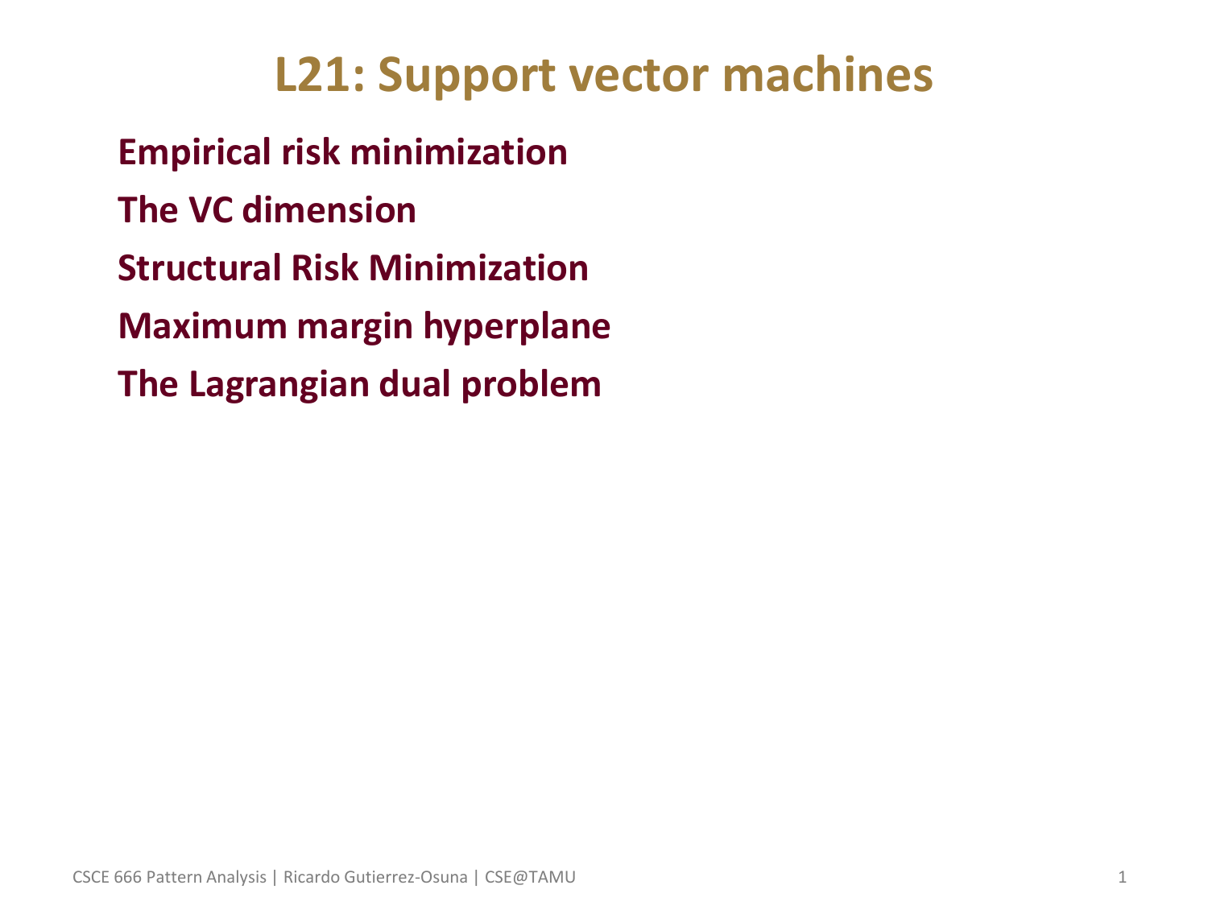# L21: Support vector machines

**Empirical risk minimization**

**The VC dimension**

**Structural Risk Minimization**

**Maximum margin hyperplane**

**The Lagrangian dual problem**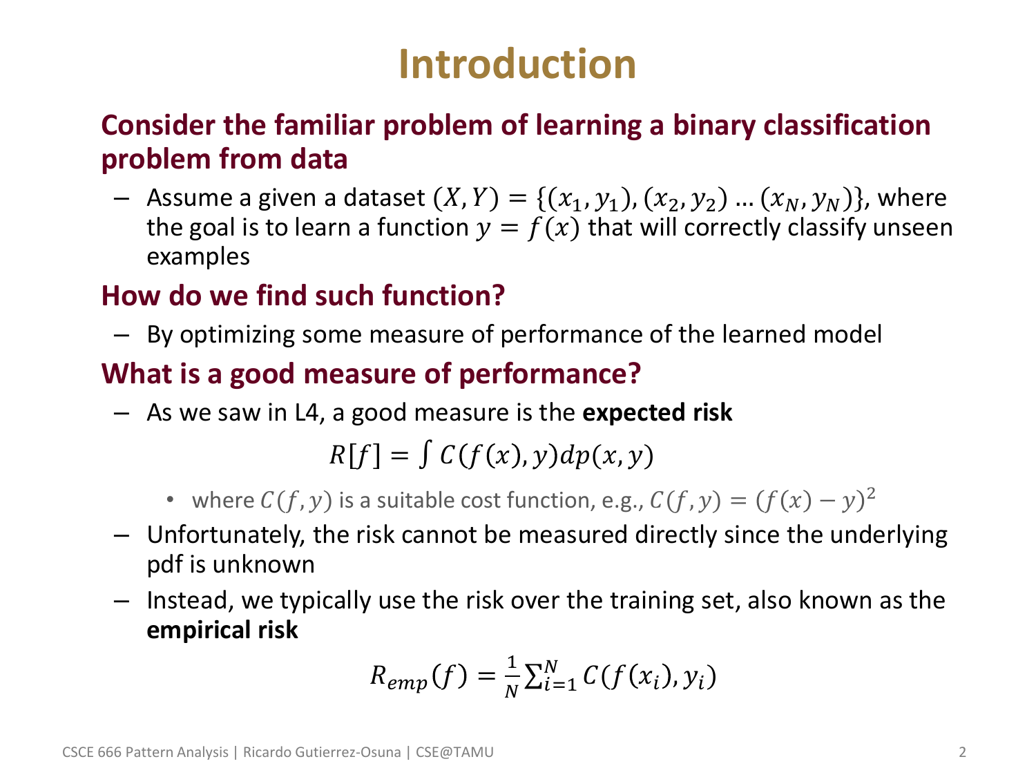# Introduction

**Consider the familiar problem of learning a binary classification problem from data**

- Assume a given a dataset $(X, Y) = \{(x_1, y_1), (x_2, y_2) \dots (x_N, y_N)\}$, where the goal is to learn a function $y = f(x)$ that will correctly classify unseen examples

**How do we find such function?**

- By optimizing some measure of performance of the learned model

**What is a good measure of performance?**

- As we saw in L4, a good measure is the **expected risk**

$$R[f] = \int C(f(x), y) dp(x, y)$$

  - where $C(f, y)$ is a suitable cost function, e.g., $C(f, y) = (f(x) - y)^2$

- Unfortunately, the risk cannot be measured directly since the underlying pdf is unknown
- Instead, we typically use the risk over the training set, also known as the **empirical risk**

$$R_{emp}(f) = \frac{1}{N} \sum_{i=1}^{N} C(f(x_i), y_i)$$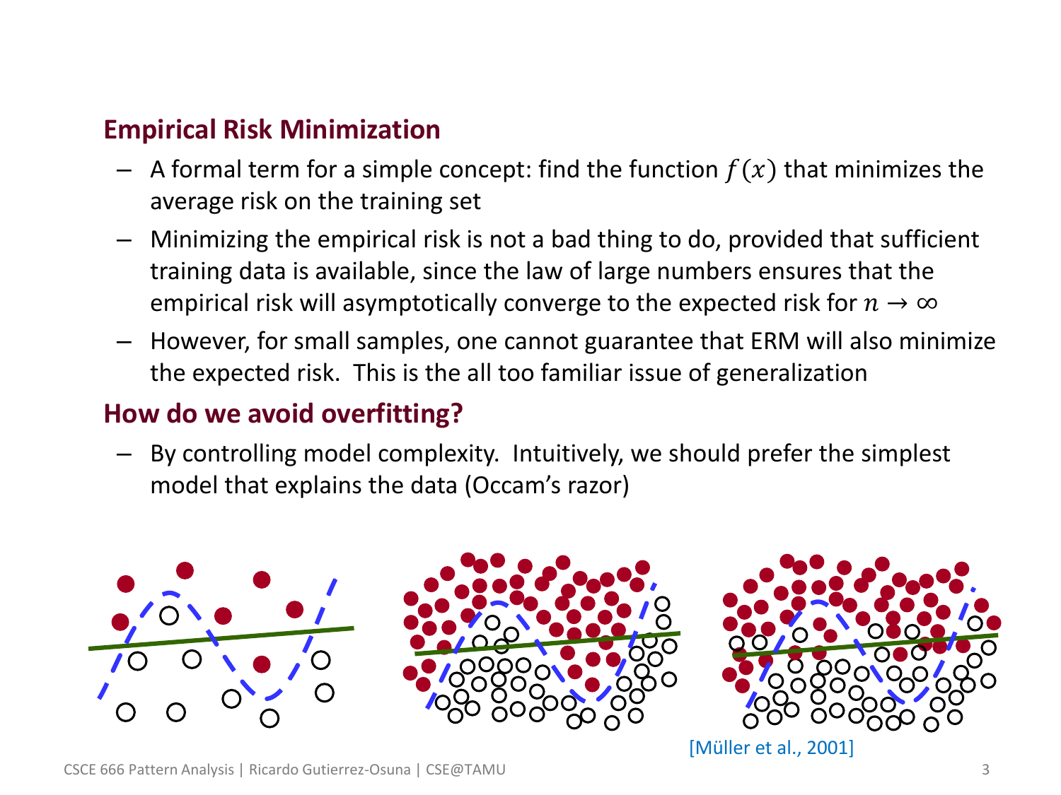## Empirical Risk Minimization

- A formal term for a simple concept: find the function $f(x)$ that minimizes the average risk on the training set
- Minimizing the empirical risk is not a bad thing to do, provided that sufficient training data is available, since the law of large numbers ensures that the empirical risk will asymptotically converge to the expected risk for $n \rightarrow \infty$
- However, for small samples, one cannot guarantee that ERM will also minimize the expected risk. This is the all too familiar issue of generalization

## How do we avoid overfitting?

- By controlling model complexity. Intuitively, we should prefer the simplest model that explains the data (Occam's razor)

[Müller et al., 2001]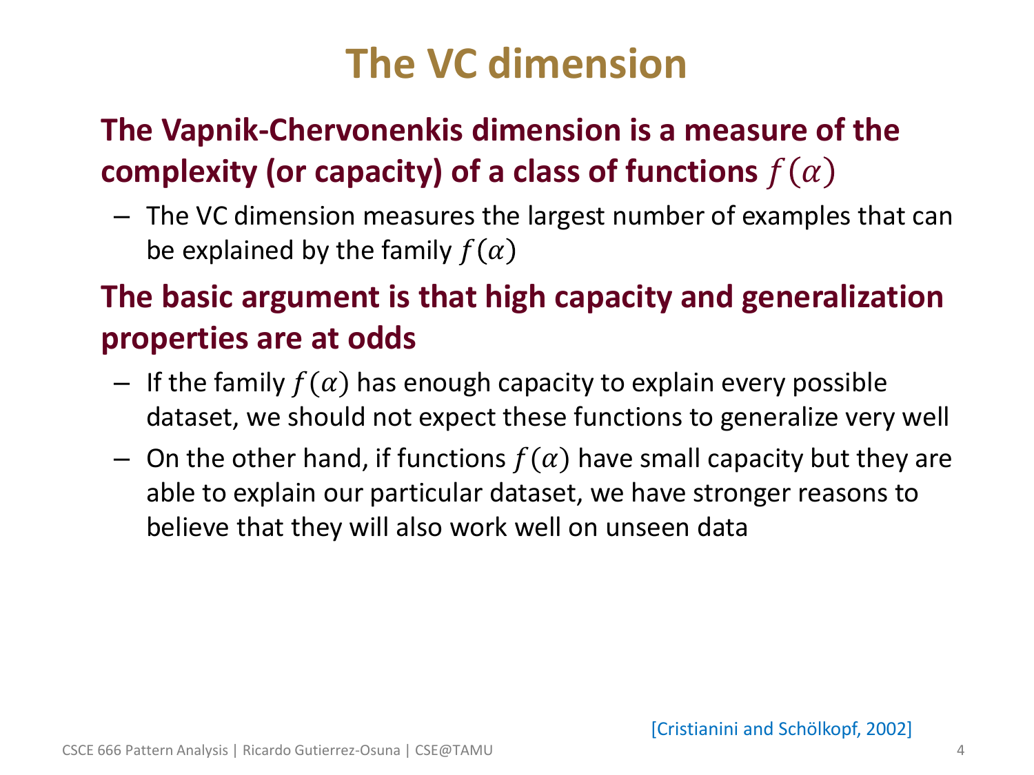# The VC dimension

**The Vapnik-Chervonenkis dimension is a measure of the complexity (or capacity) of a class of functions $f(\alpha)$**

- The VC dimension measures the largest number of examples that can be explained by the family $f(\alpha)$

**The basic argument is that high capacity and generalization properties are at odds**

- If the family $f(\alpha)$ has enough capacity to explain every possible dataset, we should not expect these functions to generalize very well
- On the other hand, if functions $f(\alpha)$ have small capacity but they are able to explain our particular dataset, we have stronger reasons to believe that they will also work well on unseen data

[Cristianini and Schölkopf, 2002]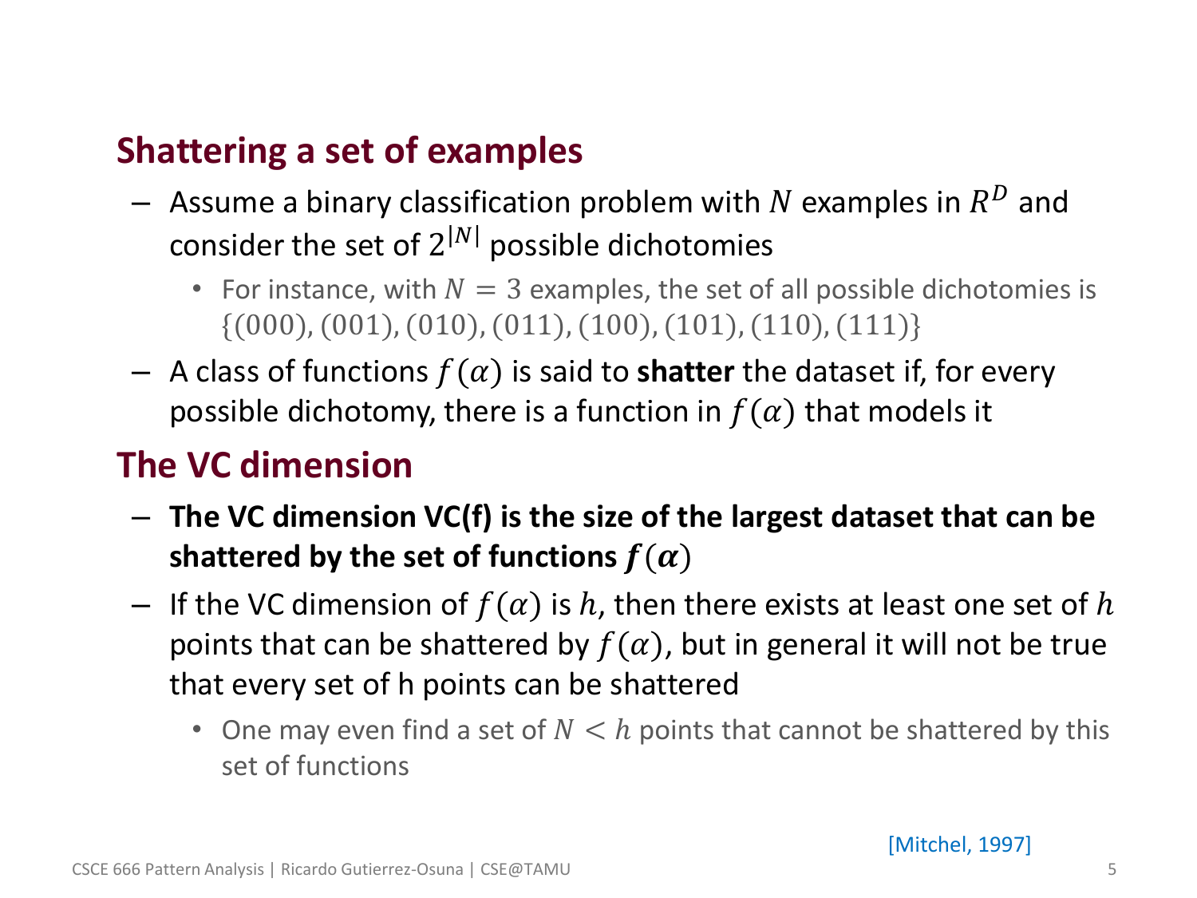## Shattering a set of examples

- Assume a binary classification problem with $N$ examples in $R^D$ and consider the set of $2^{|N|}$ possible dichotomies
  - For instance, with $N = 3$ examples, the set of all possible dichotomies is $\{(000), (001), (010), (011), (100), (101), (110), (111)\}$
- A class of functions $f(\alpha)$ is said to **shatter** the dataset if, for every possible dichotomy, there is a function in $f(\alpha)$ that models it

## The VC dimension

- **The VC dimension VC(f) is the size of the largest dataset that can be shattered by the set of functions $f(\alpha)$**
- If the VC dimension of $f(\alpha)$ is $h$, then there exists at least one set of $h$ points that can be shattered by $f(\alpha)$, but in general it will not be true that every set of h points can be shattered
  - One may even find a set of $N < h$ points that cannot be shattered by this set of functions

[Mitchel, 1997]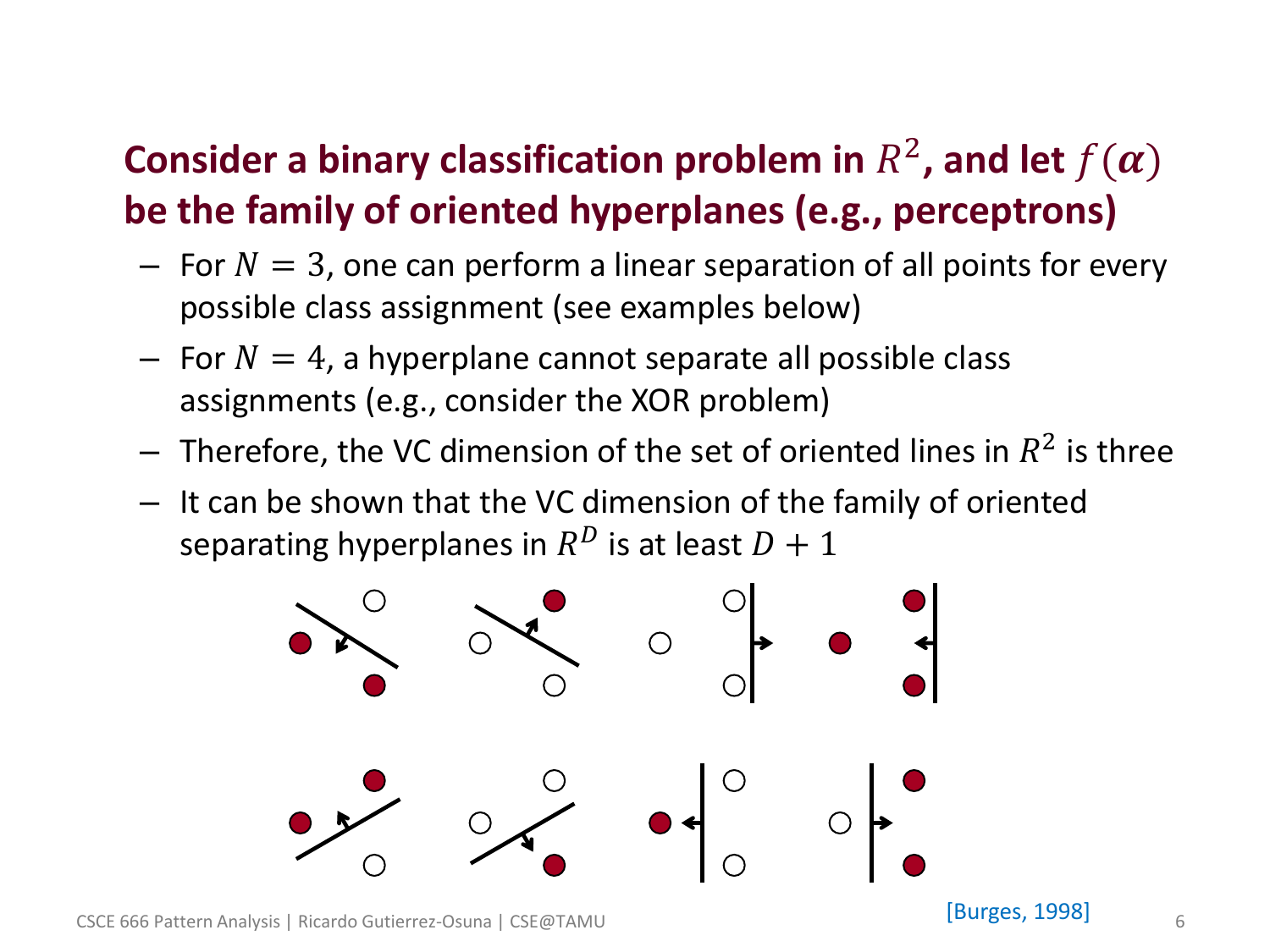## Consider a binary classification problem in $R^2$, and let $f(\alpha)$ be the family of oriented hyperplanes (e.g., perceptrons)

- For $N = 3$, one can perform a linear separation of all points for every possible class assignment (see examples below)
- For $N = 4$, a hyperplane cannot separate all possible class assignments (e.g., consider the XOR problem)
- Therefore, the VC dimension of the set of oriented lines in $R^2$ is three
- It can be shown that the VC dimension of the family of oriented separating hyperplanes in $R^D$ is at least $D + 1$

[Burges, 1998]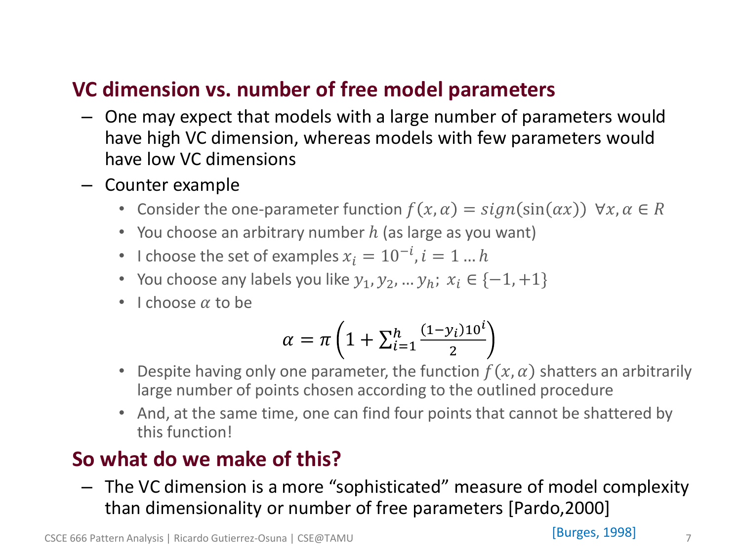## VC dimension vs. number of free model parameters

- One may expect that models with a large number of parameters would have high VC dimension, whereas models with few parameters would have low VC dimensions
- Counter example
  - Consider the one-parameter function $f(x, \alpha) = sign(\sin(\alpha x)) \;\; \forall x, \alpha \in R$
  - You choose an arbitrary number $h$ (as large as you want)
  - I choose the set of examples $x_i = 10^{-i}, i = 1 \ldots h$
  - You choose any labels you like $y_1, y_2, \ldots y_h;\; x_i \in \{-1, +1\}$
  - I choose $\alpha$ to be

$$\alpha = \pi \left( 1 + \sum_{i=1}^{h} \frac{(1 - y_i) 10^i}{2} \right)$$

  - Despite having only one parameter, the function $f(x, \alpha)$ shatters an arbitrarily large number of points chosen according to the outlined procedure
  - And, at the same time, one can find four points that cannot be shattered by this function!

## So what do we make of this?

- The VC dimension is a more "sophisticated" measure of model complexity than dimensionality or number of free parameters [Pardo,2000]

[Burges, 1998]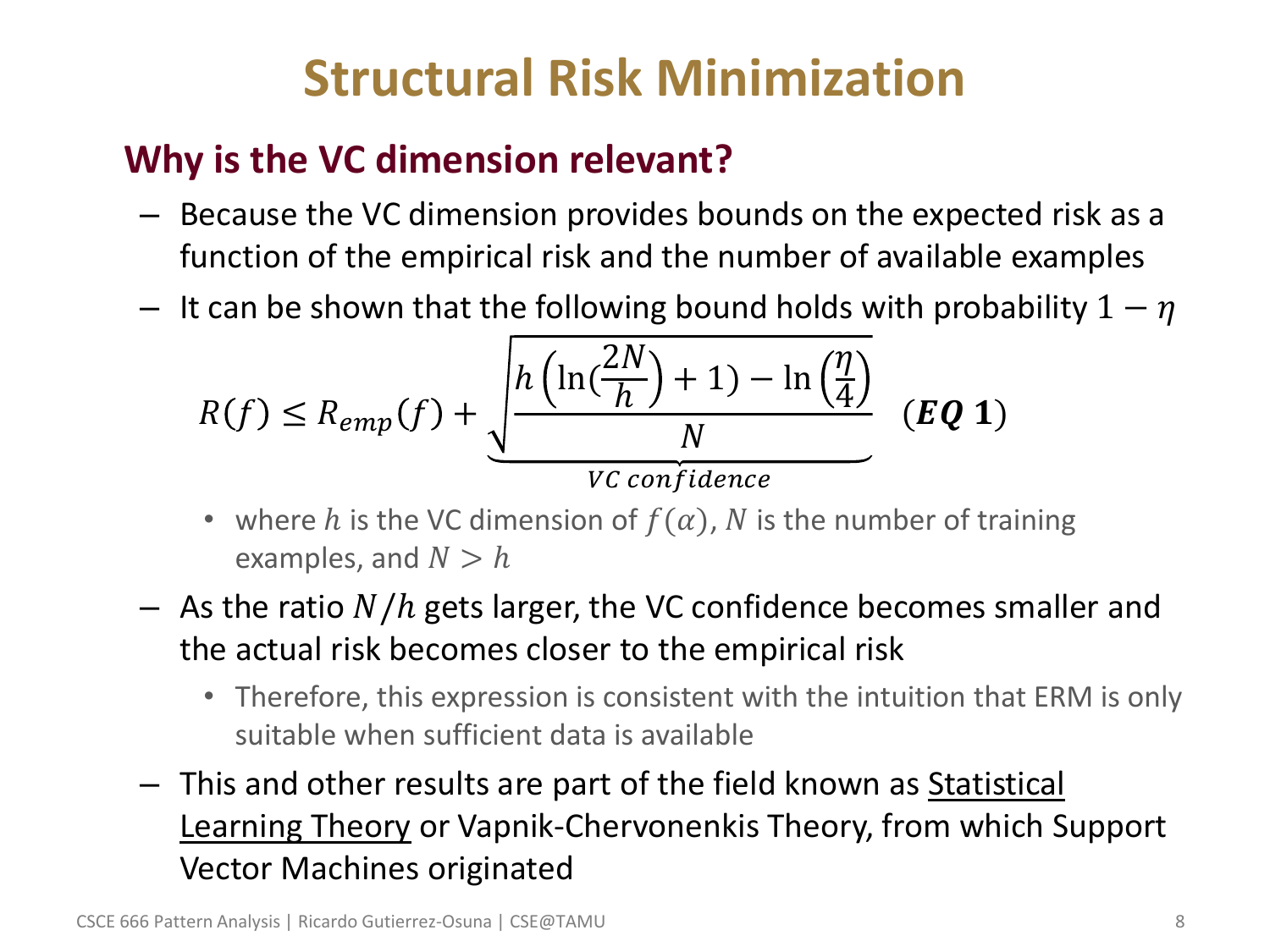# Structural Risk Minimization

## Why is the VC dimension relevant?

- Because the VC dimension provides bounds on the expected risk as a function of the empirical risk and the number of available examples
- It can be shown that the following bound holds with probability $1-\eta$

$$R(f) \leq R_{emp}(f) + \underbrace{\sqrt{\frac{h\left(\ln(\frac{2N}{h}) + 1\right) - \ln\left(\frac{\eta}{4}\right)}{N}}}_{VC\ confidence} \quad (\boldsymbol{EQ\ 1})$$

  - where $h$ is the VC dimension of $f(\alpha)$, $N$ is the number of training examples, and $N > h$

- As the ratio $N/h$ gets larger, the VC confidence becomes smaller and the actual risk becomes closer to the empirical risk
  - Therefore, this expression is consistent with the intuition that ERM is only suitable when sufficient data is available
- This and other results are part of the field known as Statistical Learning Theory or Vapnik-Chervonenkis Theory, from which Support Vector Machines originated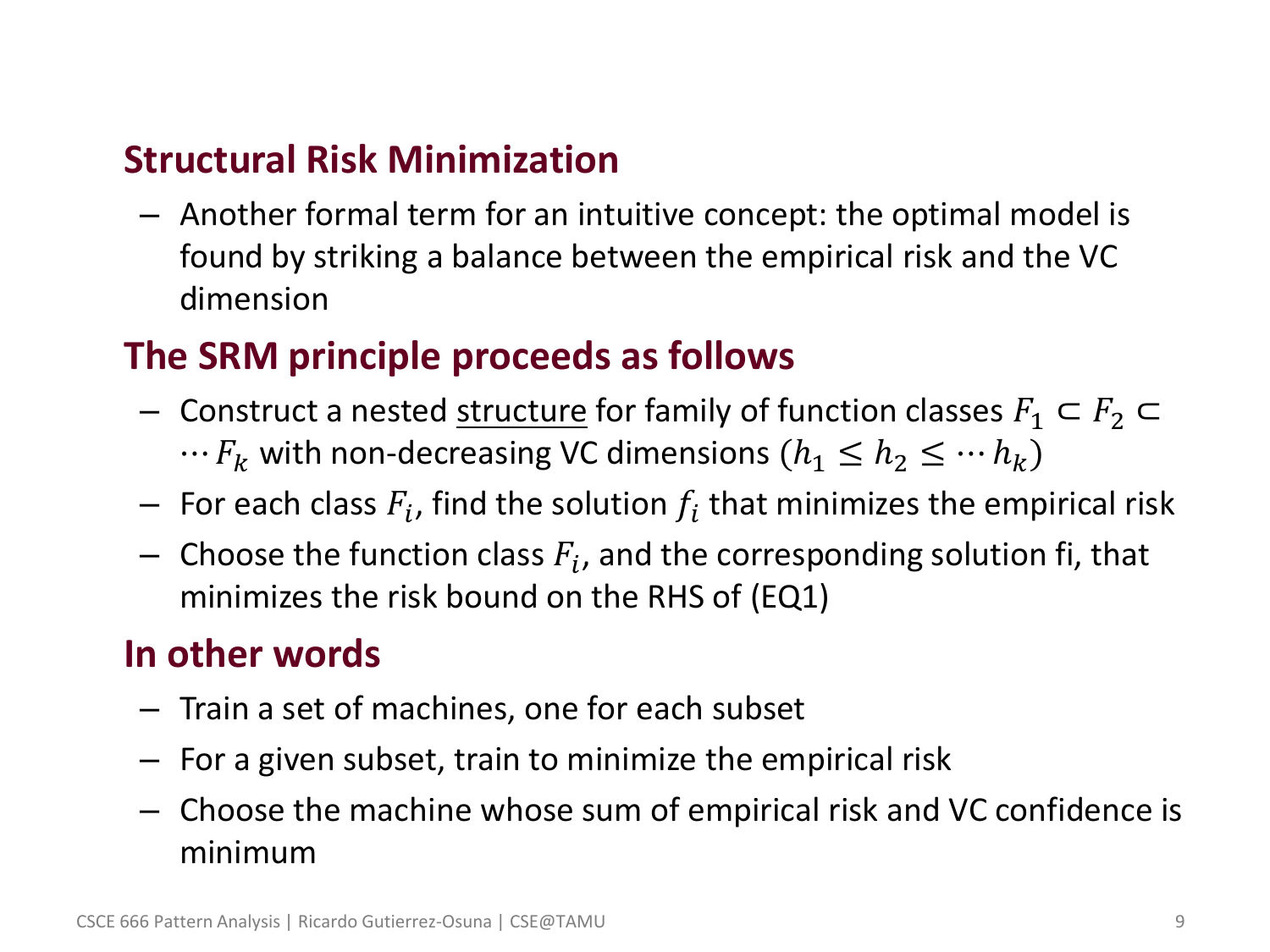## Structural Risk Minimization

- Another formal term for an intuitive concept: the optimal model is found by striking a balance between the empirical risk and the VC dimension

## The SRM principle proceeds as follows

- Construct a nested <u>structure</u> for family of function classes $F_1 \subset F_2 \subset \cdots F_k$ with non-decreasing VC dimensions $(h_1 \leq h_2 \leq \cdots h_k)$
- For each class $F_i$, find the solution $f_i$ that minimizes the empirical risk
- Choose the function class $F_i$, and the corresponding solution fi, that minimizes the risk bound on the RHS of (EQ1)

## In other words

- Train a set of machines, one for each subset
- For a given subset, train to minimize the empirical risk
- Choose the machine whose sum of empirical risk and VC confidence is minimum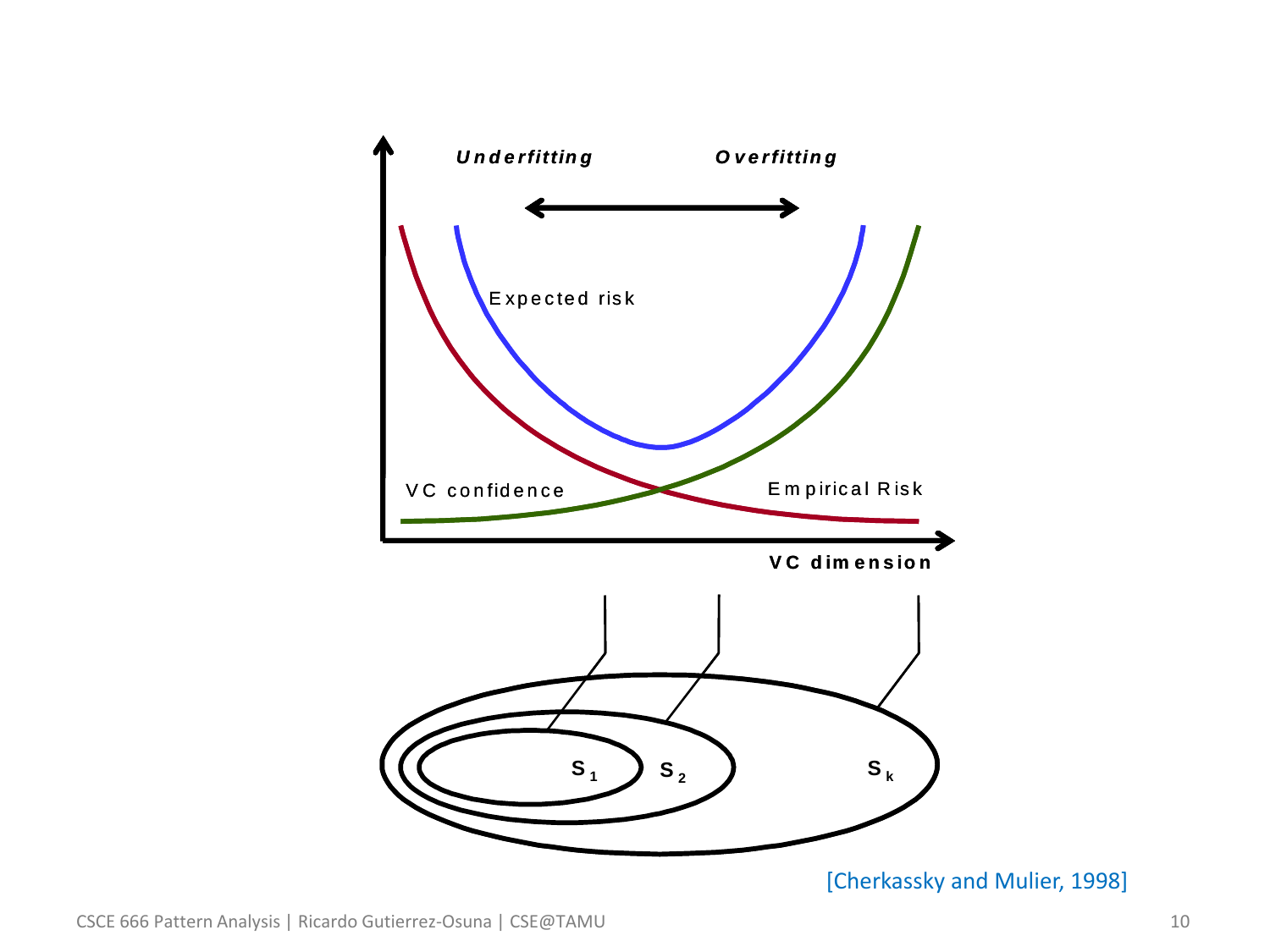Underfitting

Overfitting

Expected risk

VC confidence

Empirical Risk

VC dimension

$S_1$ $S_2$ $S_k$

[Cherkassky and Mulier, 1998]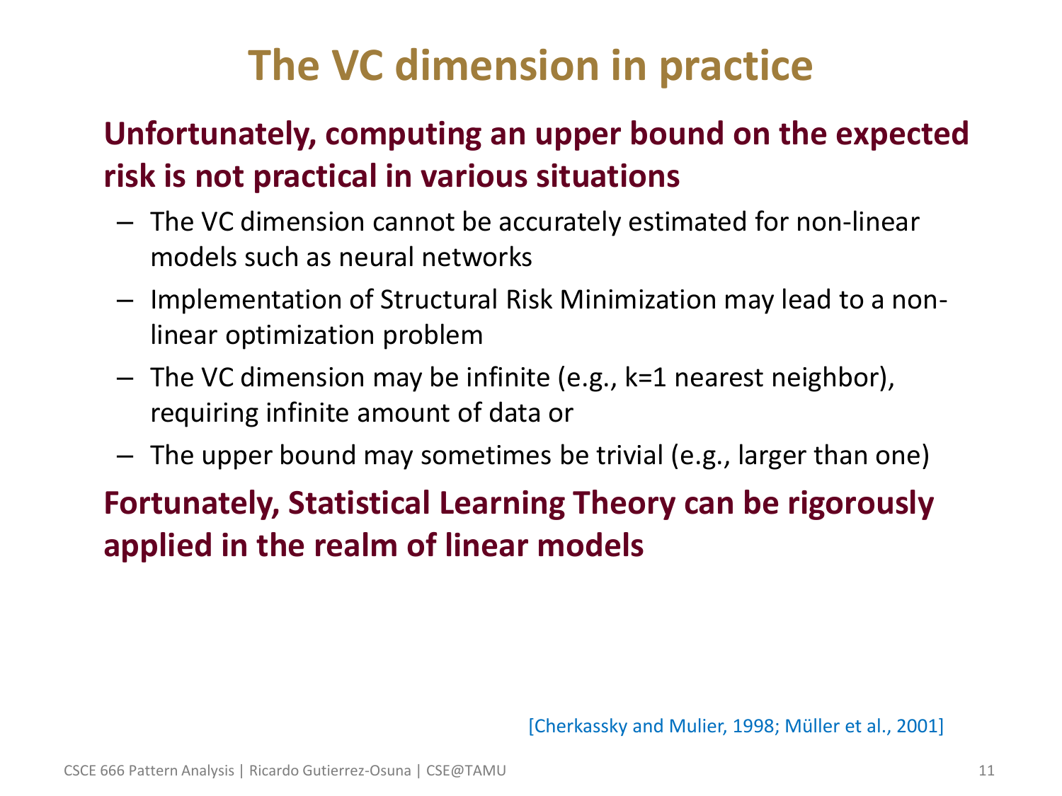# The VC dimension in practice

**Unfortunately, computing an upper bound on the expected risk is not practical in various situations**

- The VC dimension cannot be accurately estimated for non-linear models such as neural networks
- Implementation of Structural Risk Minimization may lead to a non-linear optimization problem
- The VC dimension may be infinite (e.g., k=1 nearest neighbor), requiring infinite amount of data or
- The upper bound may sometimes be trivial (e.g., larger than one)

**Fortunately, Statistical Learning Theory can be rigorously applied in the realm of linear models**

[Cherkassky and Mulier, 1998; Müller et al., 2001]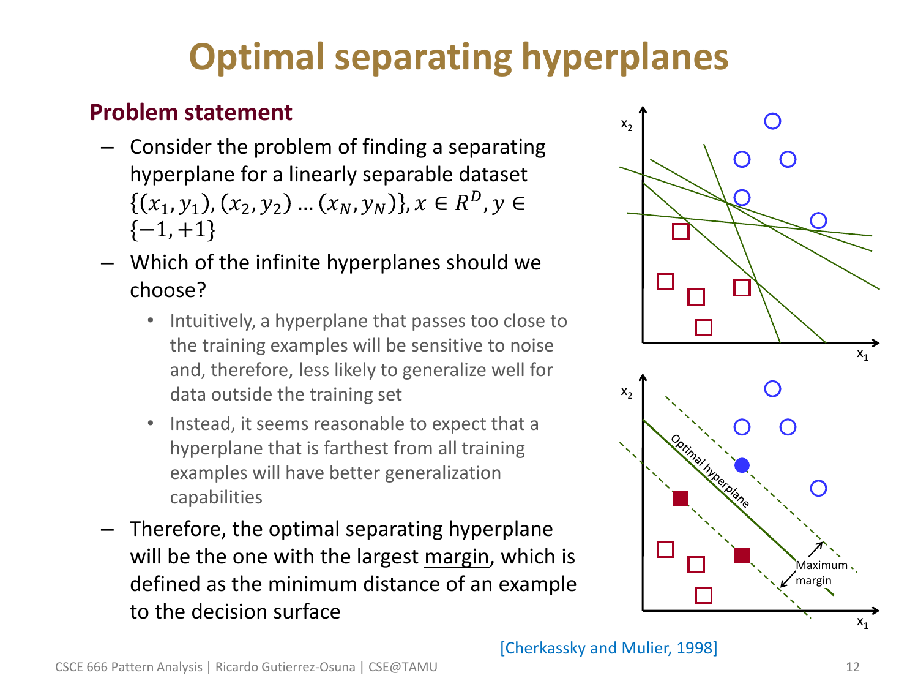# Optimal separating hyperplanes

**Problem statement**

- Consider the problem of finding a separating hyperplane for a linearly separable dataset $\{(x_1, y_1), (x_2, y_2) \dots (x_N, y_N)\}, x \in R^D, y \in \{-1, +1\}$
- Which of the infinite hyperplanes should we choose?
  - Intuitively, a hyperplane that passes too close to the training examples will be sensitive to noise and, therefore, less likely to generalize well for data outside the training set
  - Instead, it seems reasonable to expect that a hyperplane that is farthest from all training examples will have better generalization capabilities
- Therefore, the optimal separating hyperplane will be the one with the largest margin, which is defined as the minimum distance of an example to the decision surface

[Cherkassky and Mulier, 1998]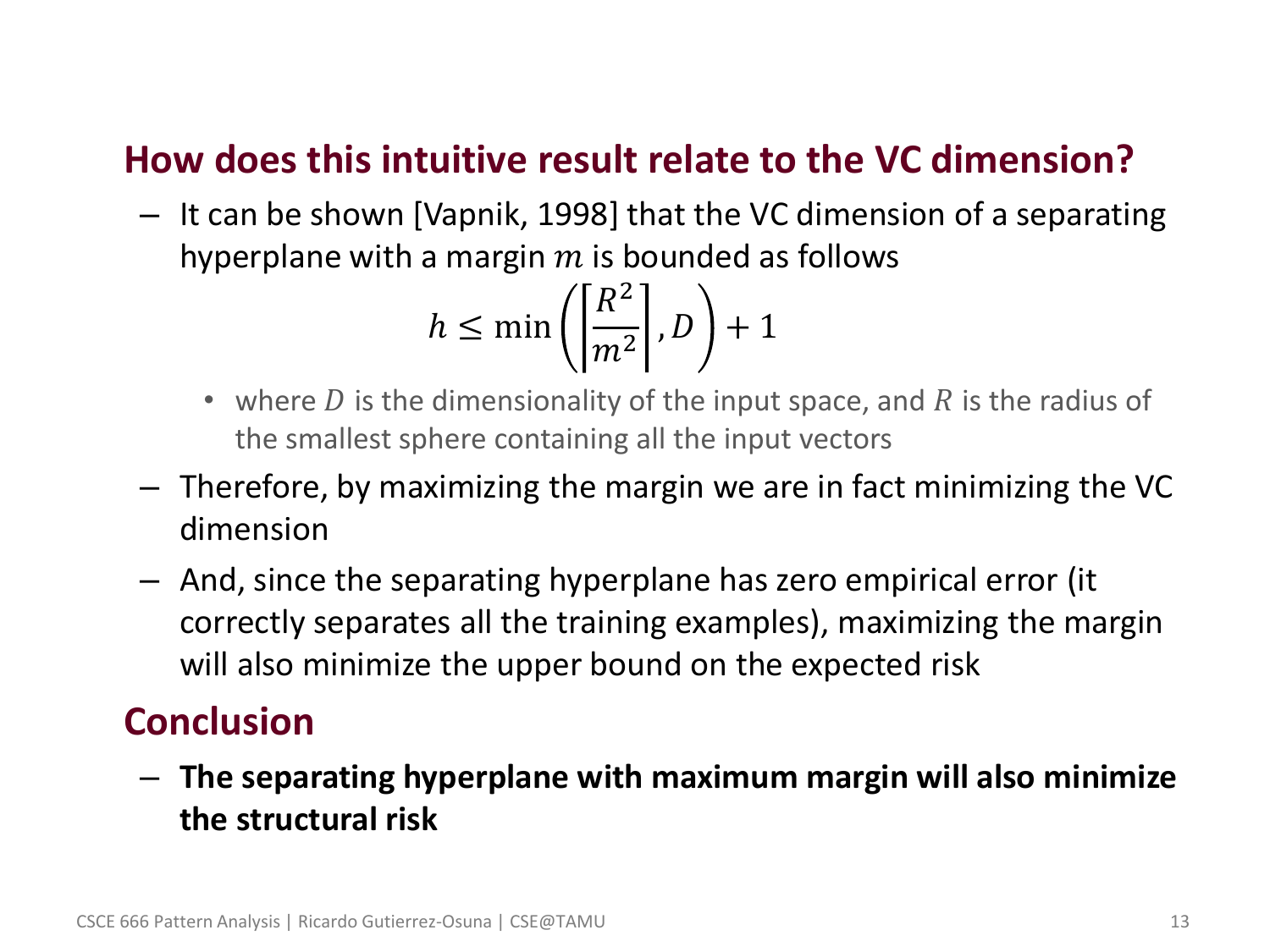## How does this intuitive result relate to the VC dimension?

- It can be shown [Vapnik, 1998] that the VC dimension of a separating hyperplane with a margin $m$ is bounded as follows

$$h \leq \min\left(\left\lceil \frac{R^2}{m^2} \right\rceil, D\right) + 1$$

  - where $D$ is the dimensionality of the input space, and $R$ is the radius of the smallest sphere containing all the input vectors

- Therefore, by maximizing the margin we are in fact minimizing the VC dimension
- And, since the separating hyperplane has zero empirical error (it correctly separates all the training examples), maximizing the margin will also minimize the upper bound on the expected risk

## Conclusion

- **The separating hyperplane with maximum margin will also minimize the structural risk**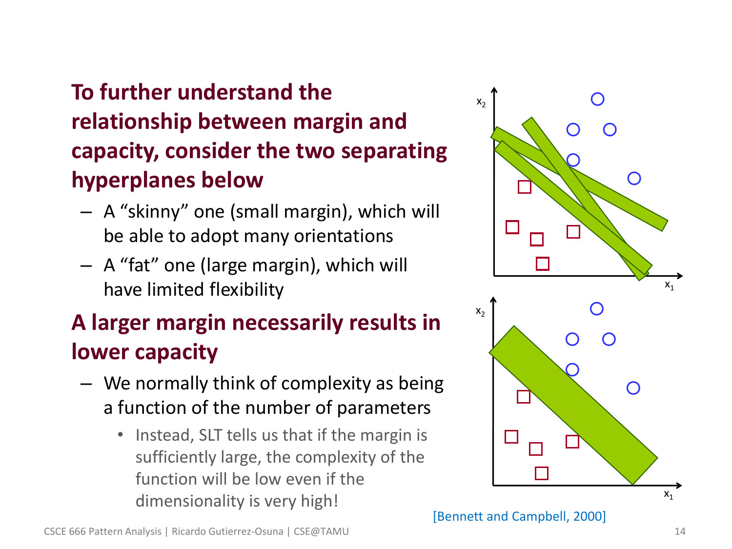**To further understand the relationship between margin and capacity, consider the two separating hyperplanes below**

- A "skinny" one (small margin), which will be able to adopt many orientations
- A "fat" one (large margin), which will have limited flexibility

**A larger margin necessarily results in lower capacity**

- We normally think of complexity as being a function of the number of parameters
  - Instead, SLT tells us that if the margin is sufficiently large, the complexity of the function will be low even if the dimensionality is very high!

[Bennett and Campbell, 2000]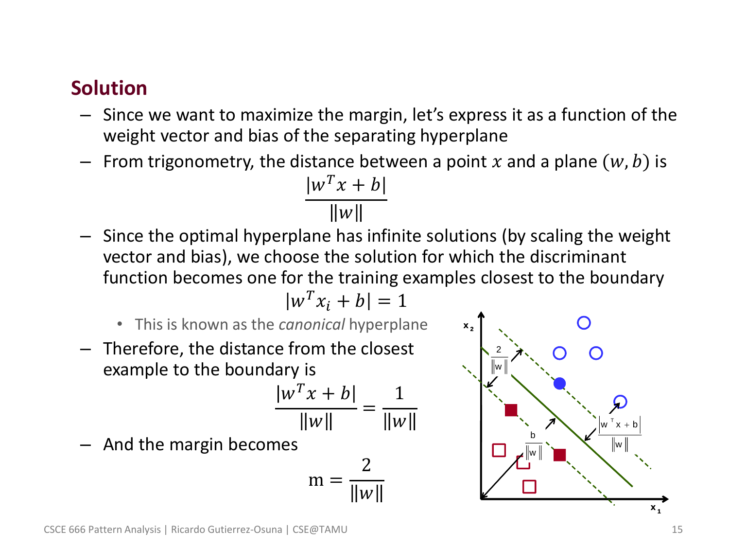### Solution

- Since we want to maximize the margin, let's express it as a function of the weight vector and bias of the separating hyperplane
- From trigonometry, the distance between a point $x$ and a plane $(w, b)$ is

$$\frac{|w^T x + b|}{\|w\|}$$

- Since the optimal hyperplane has infinite solutions (by scaling the weight vector and bias), we choose the solution for which the discriminant function becomes one for the training examples closest to the boundary

$$|w^T x_i + b| = 1$$

  - This is known as the *canonical* hyperplane
- Therefore, the distance from the closest example to the boundary is

$$\frac{|w^T x + b|}{\|w\|} = \frac{1}{\|w\|}$$

- And the margin becomes

$$\text{m} = \frac{2}{\|w\|}$$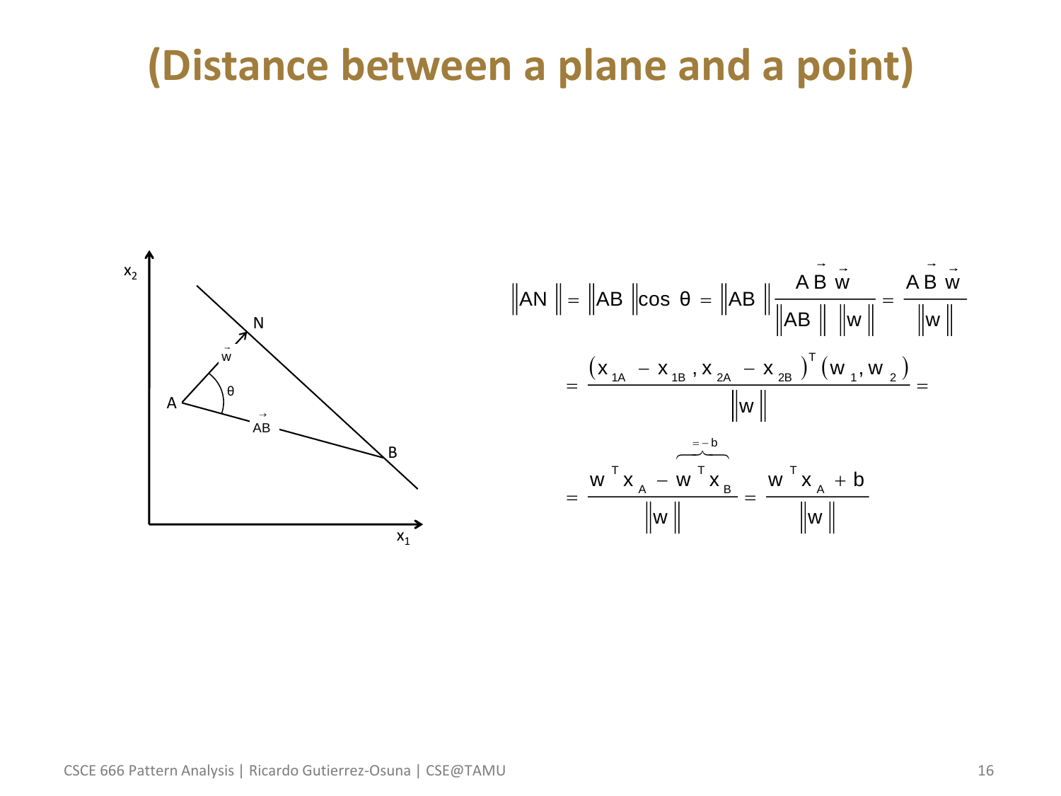# (Distance between a plane and a point)

$$\|AN\| = \|AB\|\cos\theta = \|AB\|\frac{\vec{AB}\,\vec{w}}{\|AB\|\,\|w\|} = \frac{\vec{AB}\,\vec{w}}{\|w\|}$$

$$= \frac{\left(x_{1A} - x_{1B}, x_{2A} - x_{2B}\right)^T \left(w_1, w_2\right)}{\|w\|} =$$

$$= \frac{w^T x_A - \overbrace{w^T x_B}^{=-b}}{\|w\|} = \frac{w^T x_A + b}{\|w\|}$$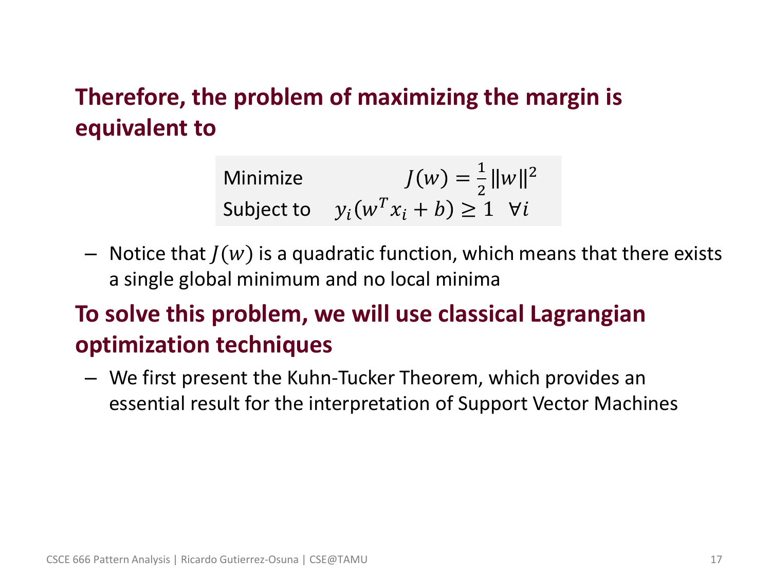**Therefore, the problem of maximizing the margin is equivalent to**

$$
\begin{aligned}
&\text{Minimize} &\quad J(w) = \frac{1}{2}\|w\|^2 \\
&\text{Subject to} &\quad y_i(w^T x_i + b) \geq 1 \quad \forall i
\end{aligned}
$$

- Notice that $J(w)$ is a quadratic function, which means that there exists a single global minimum and no local minima

**To solve this problem, we will use classical Lagrangian optimization techniques**

- We first present the Kuhn-Tucker Theorem, which provides an essential result for the interpretation of Support Vector Machines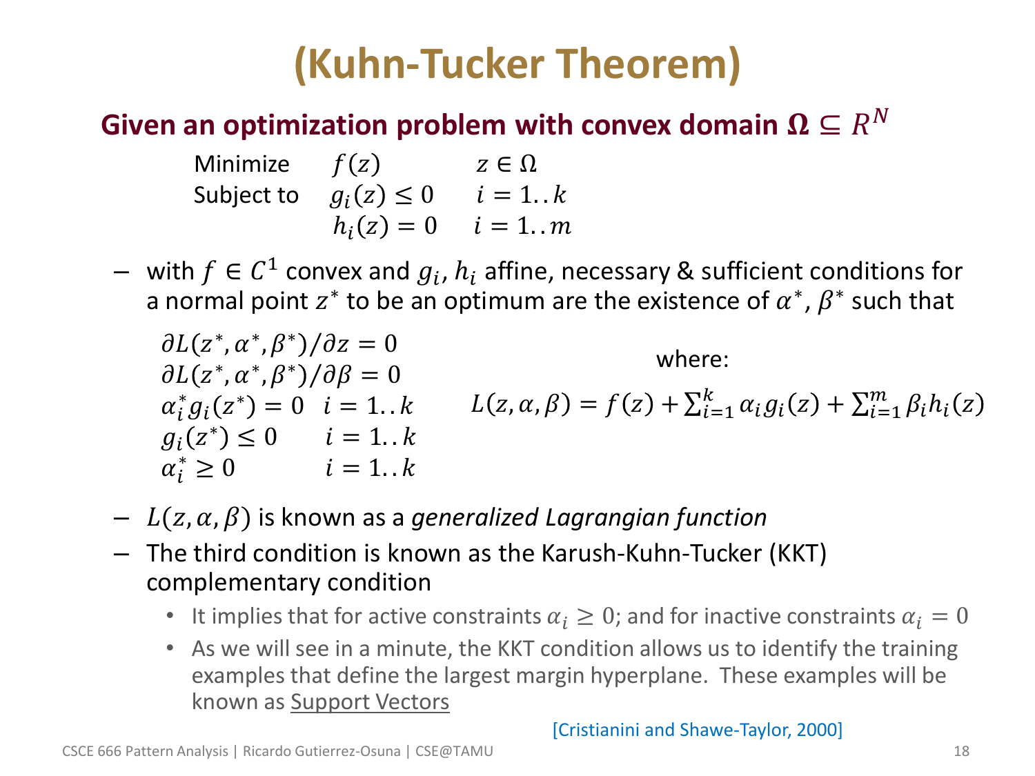# (Kuhn-Tucker Theorem)

**Given an optimization problem with convex domain $\Omega \subseteq R^N$**

$$
\begin{array}{lll}
\text{Minimize} & f(z) & z \in \Omega \\
\text{Subject to} & g_i(z) \leq 0 & i = 1..k \\
 & h_i(z) = 0 & i = 1..m
\end{array}
$$

– with $f \in C^1$ convex and $g_i$, $h_i$ affine, necessary & sufficient conditions for a normal point $z^*$ to be an optimum are the existence of $\alpha^*$, $\beta^*$ such that

$$
\begin{array}{ll}
\partial L(z^*, \alpha^*, \beta^*)/\partial z = 0 & \\
\partial L(z^*, \alpha^*, \beta^*)/\partial \beta = 0 & \\
\alpha_i^* g_i(z^*) = 0 & i = 1..k \\
g_i(z^*) \leq 0 & i = 1..k \\
\alpha_i^* \geq 0 & i = 1..k
\end{array}
$$

where:

$$
L(z, \alpha, \beta) = f(z) + \sum_{i=1}^{k} \alpha_i g_i(z) + \sum_{i=1}^{m} \beta_i h_i(z)
$$

– $L(z, \alpha, \beta)$ is known as a *generalized Lagrangian function*

– The third condition is known as the Karush-Kuhn-Tucker (KKT) complementary condition

- It implies that for active constraints $\alpha_i \geq 0$; and for inactive constraints $\alpha_i = 0$
- As we will see in a minute, the KKT condition allows us to identify the training examples that define the largest margin hyperplane. These examples will be known as Support Vectors

[Cristianini and Shawe-Taylor, 2000]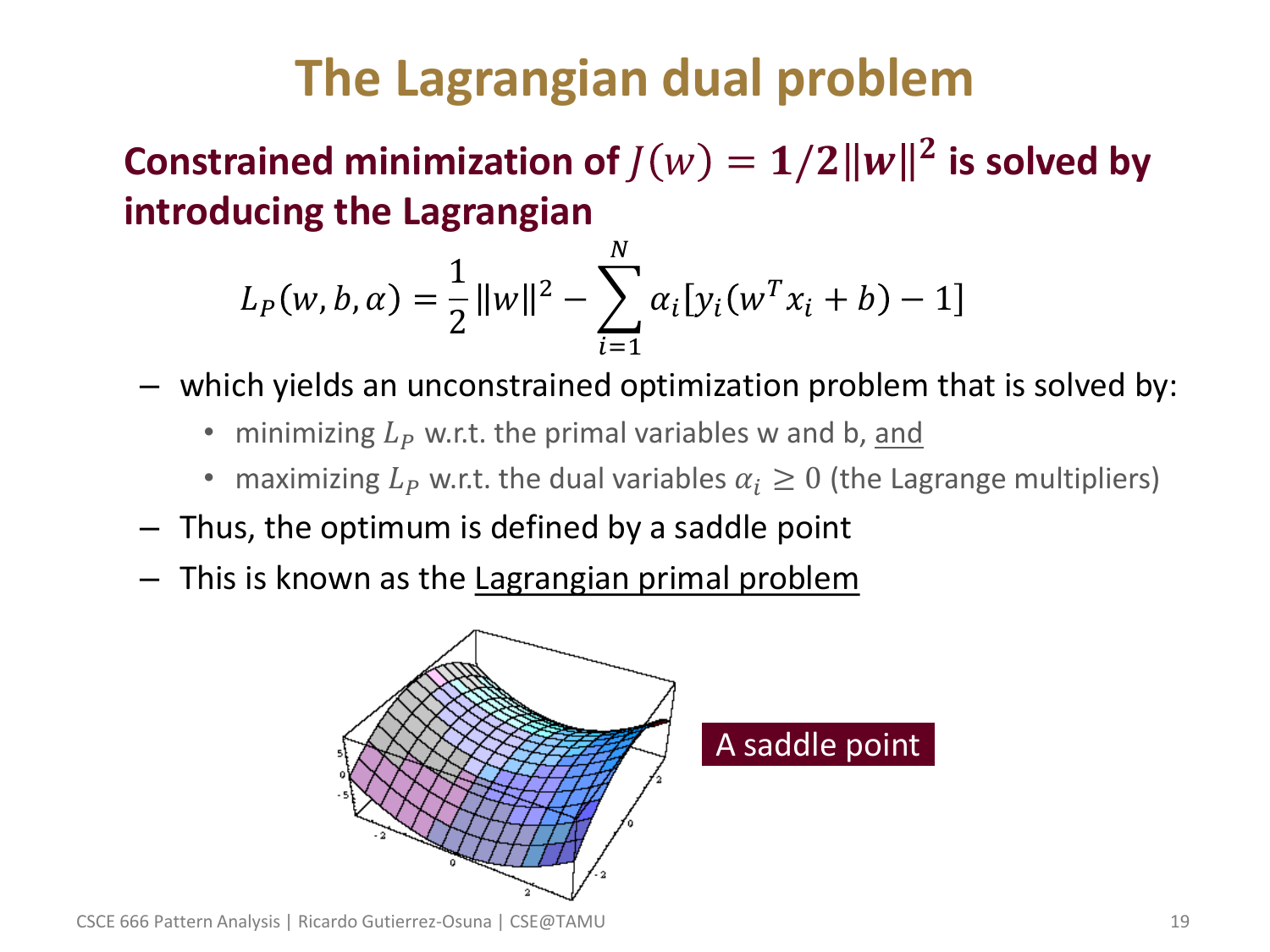# The Lagrangian dual problem

**Constrained minimization of $J(w) = 1/2\|w\|^2$ is solved by introducing the Lagrangian**

$$L_P(w, b, \alpha) = \frac{1}{2}\|w\|^2 - \sum_{i=1}^{N} \alpha_i [y_i(w^T x_i + b) - 1]$$

- which yields an unconstrained optimization problem that is solved by:
  - minimizing $L_P$ w.r.t. the primal variables w and b, and
  - maximizing $L_P$ w.r.t. the dual variables $\alpha_i \geq 0$ (the Lagrange multipliers)
- Thus, the optimum is defined by a saddle point
- This is known as the Lagrangian primal problem

A saddle point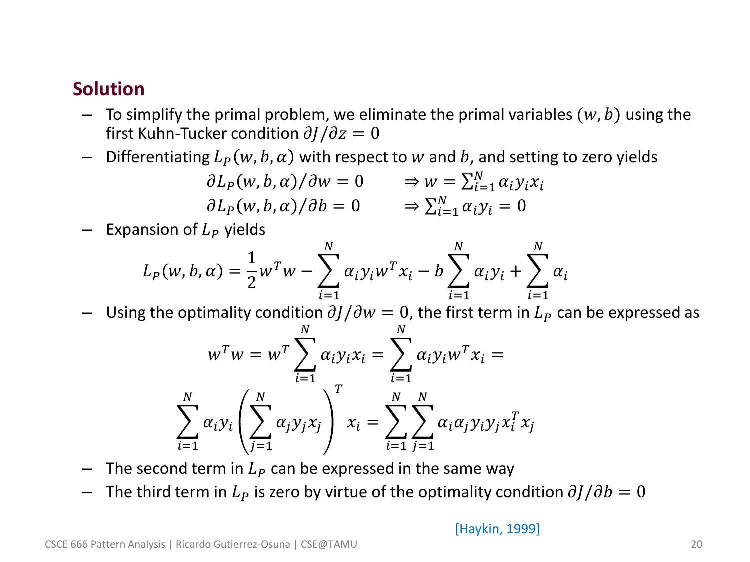## Solution

- To simplify the primal problem, we eliminate the primal variables $(w, b)$ using the first Kuhn-Tucker condition $\partial J / \partial z = 0$
- Differentiating $L_P(w, b, \alpha)$ with respect to $w$ and $b$, and setting to zero yields

$$\partial L_P(w, b, \alpha)/\partial w = 0 \qquad \Rightarrow w = \sum_{i=1}^{N} \alpha_i y_i x_i$$

$$\partial L_P(w, b, \alpha)/\partial b = 0 \qquad \Rightarrow \sum_{i=1}^{N} \alpha_i y_i = 0$$

- Expansion of $L_P$ yields

$$L_P(w, b, \alpha) = \frac{1}{2} w^T w - \sum_{i=1}^{N} \alpha_i y_i w^T x_i - b \sum_{i=1}^{N} \alpha_i y_i + \sum_{i=1}^{N} \alpha_i$$

- Using the optimality condition $\partial J / \partial w = 0$, the first term in $L_P$ can be expressed as

$$w^T w = w^T \sum_{i=1}^{N} \alpha_i y_i x_i = \sum_{i=1}^{N} \alpha_i y_i w^T x_i =$$

$$\sum_{i=1}^{N} \alpha_i y_i \left( \sum_{j=1}^{N} \alpha_j y_j x_j \right)^T x_i = \sum_{i=1}^{N} \sum_{j=1}^{N} \alpha_i \alpha_j y_i y_j x_i^T x_j$$

- The second term in $L_P$ can be expressed in the same way
- The third term in $L_P$ is zero by virtue of the optimality condition $\partial J / \partial b = 0$

[Haykin, 1999]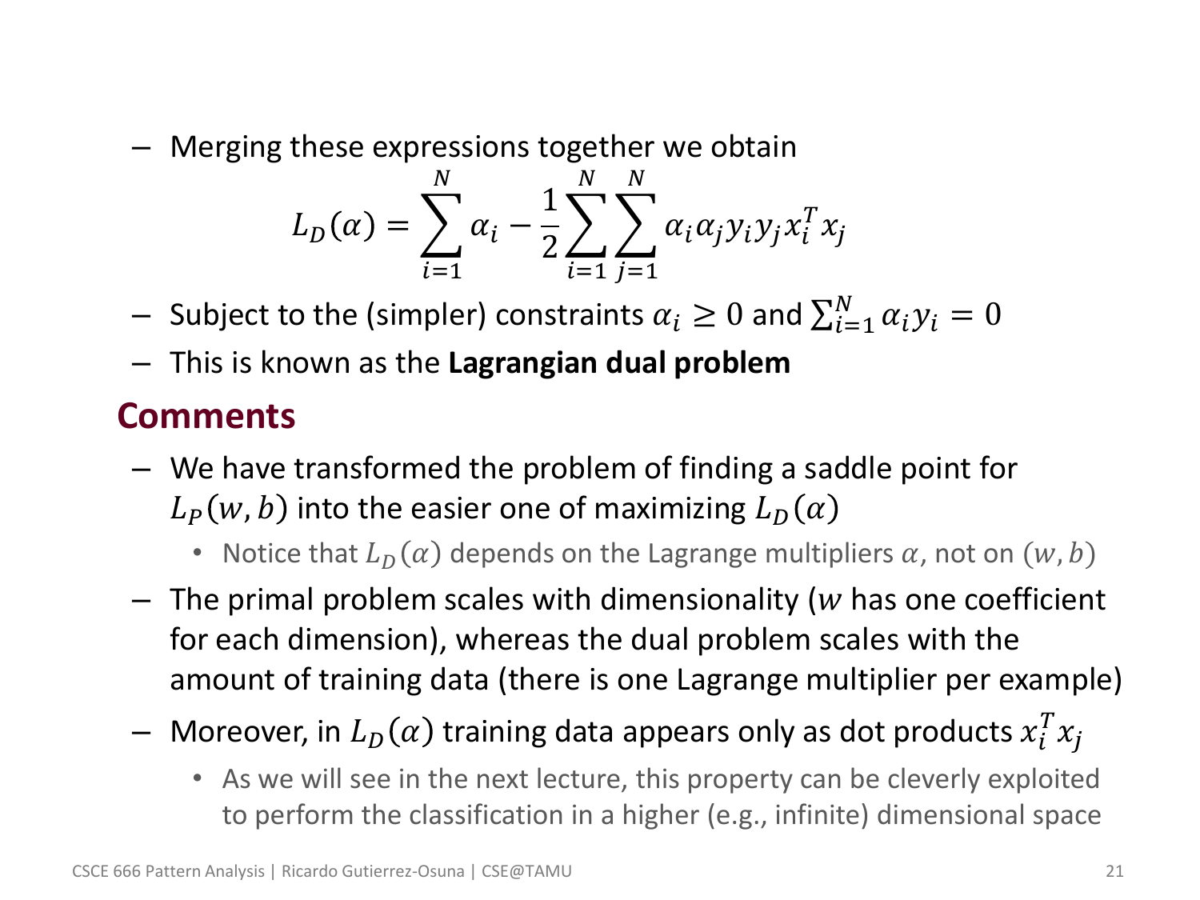- Merging these expressions together we obtain

$$L_D(\alpha) = \sum_{i=1}^{N} \alpha_i - \frac{1}{2} \sum_{i=1}^{N} \sum_{j=1}^{N} \alpha_i \alpha_j y_i y_j x_i^T x_j$$

- Subject to the (simpler) constraints $\alpha_i \geq 0$ and $\sum_{i=1}^{N} \alpha_i y_i = 0$
- This is known as the **Lagrangian dual problem**

## Comments

- We have transformed the problem of finding a saddle point for $L_P(w, b)$ into the easier one of maximizing $L_D(\alpha)$
  - Notice that $L_D(\alpha)$ depends on the Lagrange multipliers $\alpha$, not on $(w, b)$
- The primal problem scales with dimensionality ($w$ has one coefficient for each dimension), whereas the dual problem scales with the amount of training data (there is one Lagrange multiplier per example)
- Moreover, in $L_D(\alpha)$ training data appears only as dot products $x_i^T x_j$
  - As we will see in the next lecture, this property can be cleverly exploited to perform the classification in a higher (e.g., infinite) dimensional space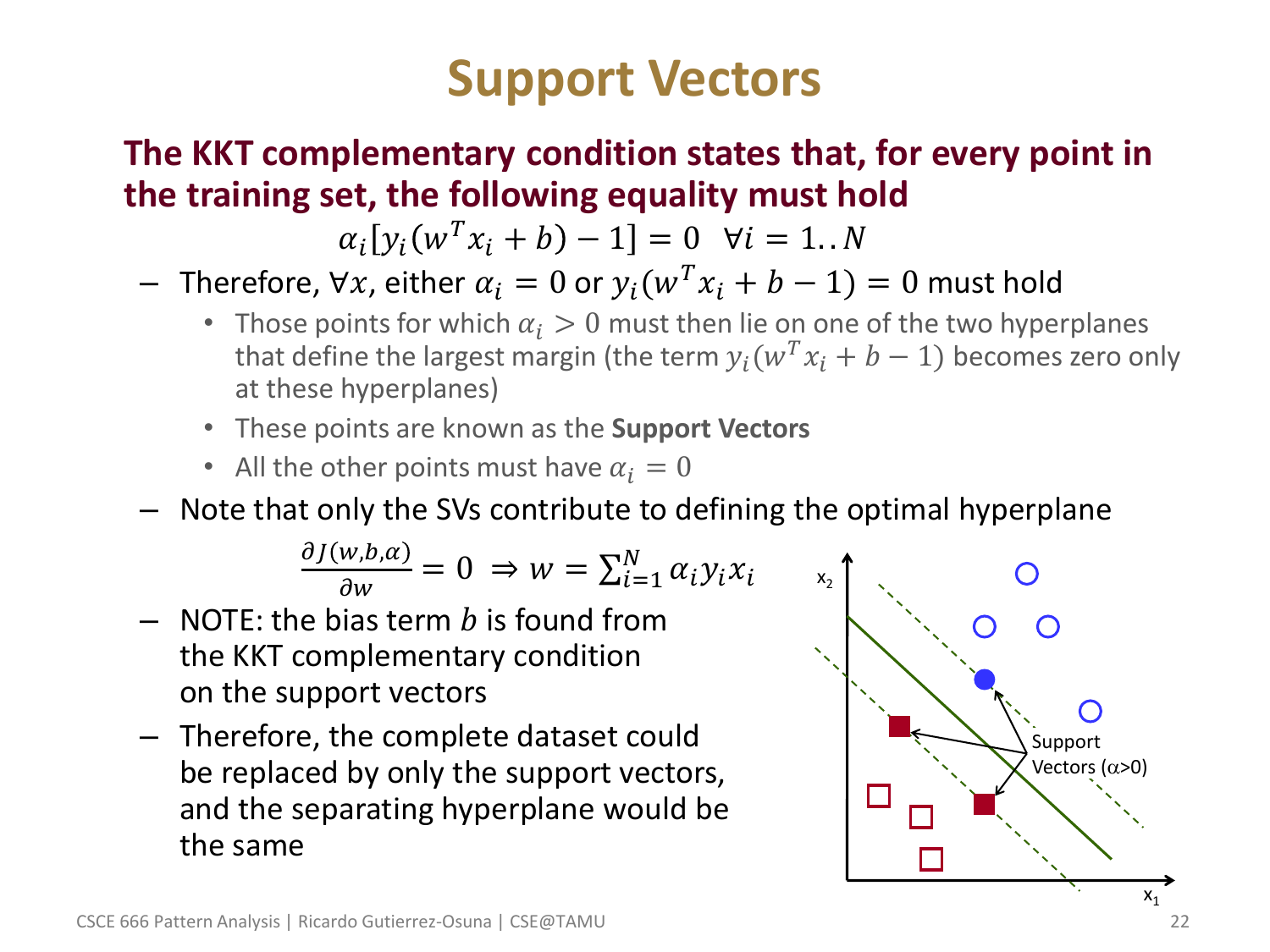# Support Vectors

**The KKT complementary condition states that, for every point in the training set, the following equality must hold**

$$\alpha_i [y_i(w^T x_i + b) - 1] = 0 \quad \forall i = 1..N$$

- Therefore, $\forall x$, either $\alpha_i = 0$ or $y_i(w^T x_i + b - 1) = 0$ must hold
  - Those points for which $\alpha_i > 0$ must then lie on one of the two hyperplanes that define the largest margin (the term $y_i(w^T x_i + b - 1)$ becomes zero only at these hyperplanes)
  - These points are known as the **Support Vectors**
  - All the other points must have $\alpha_i = 0$
- Note that only the SVs contribute to defining the optimal hyperplane

$$\frac{\partial J(w,b,\alpha)}{\partial w} = 0 \;\Rightarrow w = \sum_{i=1}^{N} \alpha_i y_i x_i$$

- NOTE: the bias term $b$ is found from the KKT complementary condition on the support vectors
- Therefore, the complete dataset could be replaced by only the support vectors, and the separating hyperplane would be the same

$x_2$

$x_1$

Support Vectors ($\alpha$>0)